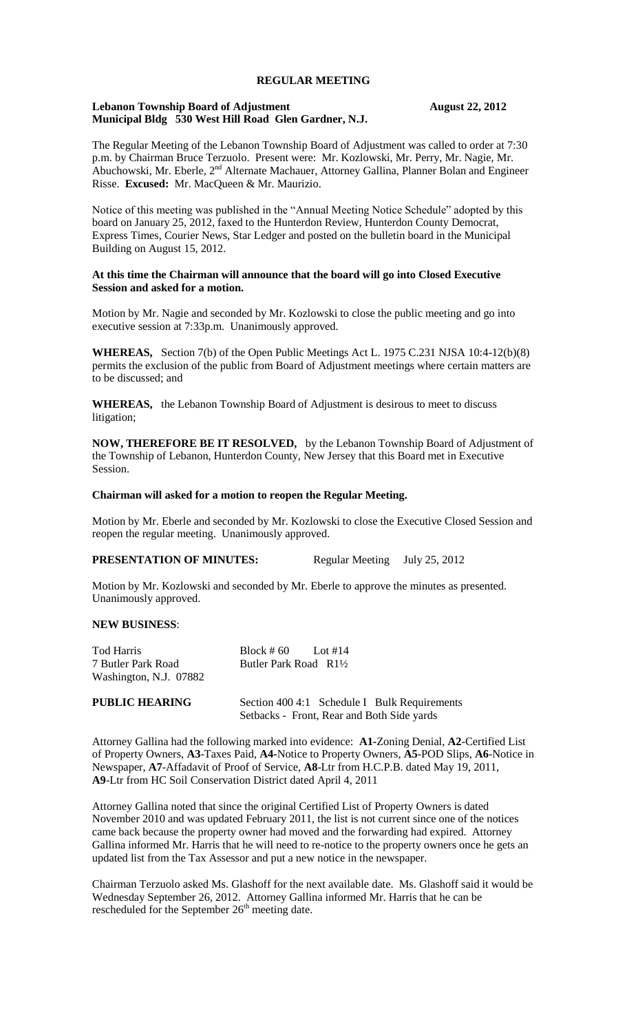# REGULAR MEETING

**Lebanon Township Board of Adjustment** **August 22, 2012**
**Municipal Bldg 530 West Hill Road Glen Gardner, N.J.**

The Regular Meeting of the Lebanon Township Board of Adjustment was called to order at 7:30 p.m. by Chairman Bruce Terzuolo. Present were: Mr. Kozlowski, Mr. Perry, Mr. Nagie, Mr. Abuchowski, Mr. Eberle, 2nd Alternate Machauer, Attorney Gallina, Planner Bolan and Engineer Risse. **Excused:** Mr. MacQueen & Mr. Maurizio.

Notice of this meeting was published in the "Annual Meeting Notice Schedule" adopted by this board on January 25, 2012, faxed to the Hunterdon Review, Hunterdon County Democrat, Express Times, Courier News, Star Ledger and posted on the bulletin board in the Municipal Building on August 15, 2012.

**At this time the Chairman will announce that the board will go into Closed Executive Session and asked for a motion.**

Motion by Mr. Nagie and seconded by Mr. Kozlowski to close the public meeting and go into executive session at 7:33p.m. Unanimously approved.

**WHEREAS,** Section 7(b) of the Open Public Meetings Act L. 1975 C.231 NJSA 10:4-12(b)(8) permits the exclusion of the public from Board of Adjustment meetings where certain matters are to be discussed; and

**WHEREAS,** the Lebanon Township Board of Adjustment is desirous to meet to discuss litigation;

**NOW, THEREFORE BE IT RESOLVED,** by the Lebanon Township Board of Adjustment of the Township of Lebanon, Hunterdon County, New Jersey that this Board met in Executive Session.

**Chairman will asked for a motion to reopen the Regular Meeting.**

Motion by Mr. Eberle and seconded by Mr. Kozlowski to close the Executive Closed Session and reopen the regular meeting. Unanimously approved.

**PRESENTATION OF MINUTES:** Regular Meeting July 25, 2012

Motion by Mr. Kozlowski and seconded by Mr. Eberle to approve the minutes as presented. Unanimously approved.

**NEW BUSINESS**:

Tod Harris
7 Butler Park Road
Washington, N.J. 07882

Block # 60 Lot #14
Butler Park Road R1½

**PUBLIC HEARING** Section 400 4:1 Schedule I Bulk Requirements
Setbacks - Front, Rear and Both Side yards

Attorney Gallina had the following marked into evidence: **A1**-Zoning Denial, **A2**-Certified List of Property Owners, **A3**-Taxes Paid, **A4**-Notice to Property Owners, **A5**-POD Slips, **A6**-Notice in Newspaper, **A7**-Affadavit of Proof of Service, **A8**-Ltr from H.C.P.B. dated May 19, 2011, **A9**-Ltr from HC Soil Conservation District dated April 4, 2011

Attorney Gallina noted that since the original Certified List of Property Owners is dated November 2010 and was updated February 2011, the list is not current since one of the notices came back because the property owner had moved and the forwarding had expired. Attorney Gallina informed Mr. Harris that he will need to re-notice to the property owners once he gets an updated list from the Tax Assessor and put a new notice in the newspaper.

Chairman Terzuolo asked Ms. Glashoff for the next available date. Ms. Glashoff said it would be Wednesday September 26, 2012. Attorney Gallina informed Mr. Harris that he can be rescheduled for the September 26th meeting date.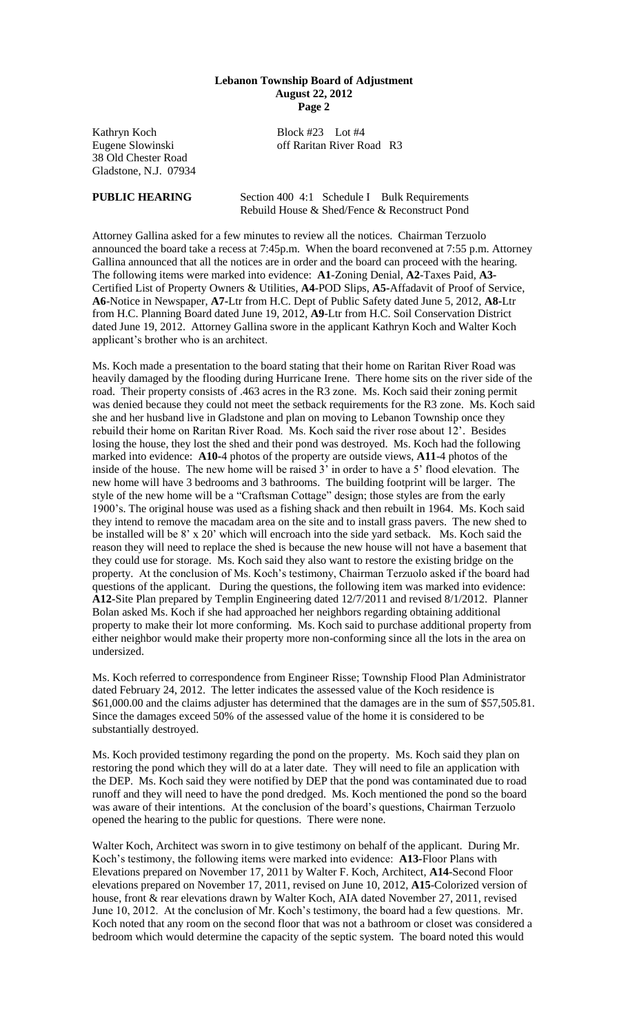Kathryn Koch
Eugene Slowinski
38 Old Chester Road
Gladstone, N.J. 07934

Block #23 Lot #4
off Raritan River Road R3

**PUBLIC HEARING** Section 400 4:1 Schedule I Bulk Requirements
Rebuild House & Shed/Fence & Reconstruct Pond

Attorney Gallina asked for a few minutes to review all the notices. Chairman Terzuolo announced the board take a recess at 7:45p.m. When the board reconvened at 7:55 p.m. Attorney Gallina announced that all the notices are in order and the board can proceed with the hearing. The following items were marked into evidence: **A1**-Zoning Denial, **A2**-Taxes Paid, **A3**-Certified List of Property Owners & Utilities, **A4**-POD Slips, **A5**-Affadavit of Proof of Service, **A6**-Notice in Newspaper, **A7**-Ltr from H.C. Dept of Public Safety dated June 5, 2012, **A8**-Ltr from H.C. Planning Board dated June 19, 2012, **A9**-Ltr from H.C. Soil Conservation District dated June 19, 2012. Attorney Gallina swore in the applicant Kathryn Koch and Walter Koch applicant's brother who is an architect.

Ms. Koch made a presentation to the board stating that their home on Raritan River Road was heavily damaged by the flooding during Hurricane Irene. There home sits on the river side of the road. Their property consists of .463 acres in the R3 zone. Ms. Koch said their zoning permit was denied because they could not meet the setback requirements for the R3 zone. Ms. Koch said she and her husband live in Gladstone and plan on moving to Lebanon Township once they rebuild their home on Raritan River Road. Ms. Koch said the river rose about 12'. Besides losing the house, they lost the shed and their pond was destroyed. Ms. Koch had the following marked into evidence: **A10**-4 photos of the property are outside views, **A11**-4 photos of the inside of the house. The new home will be raised 3' in order to have a 5' flood elevation. The new home will have 3 bedrooms and 3 bathrooms. The building footprint will be larger. The style of the new home will be a "Craftsman Cottage" design; those styles are from the early 1900's. The original house was used as a fishing shack and then rebuilt in 1964. Ms. Koch said they intend to remove the macadam area on the site and to install grass pavers. The new shed to be installed will be 8' x 20' which will encroach into the side yard setback. Ms. Koch said the reason they will need to replace the shed is because the new house will not have a basement that they could use for storage. Ms. Koch said they also want to restore the existing bridge on the property. At the conclusion of Ms. Koch's testimony, Chairman Terzuolo asked if the board had questions of the applicant. During the questions, the following item was marked into evidence: **A12**-Site Plan prepared by Templin Engineering dated 12/7/2011 and revised 8/1/2012. Planner Bolan asked Ms. Koch if she had approached her neighbors regarding obtaining additional property to make their lot more conforming. Ms. Koch said to purchase additional property from either neighbor would make their property more non-conforming since all the lots in the area on undersized.

Ms. Koch referred to correspondence from Engineer Risse; Township Flood Plan Administrator dated February 24, 2012. The letter indicates the assessed value of the Koch residence is $61,000.00 and the claims adjuster has determined that the damages are in the sum of $57,505.81. Since the damages exceed 50% of the assessed value of the home it is considered to be substantially destroyed.

Ms. Koch provided testimony regarding the pond on the property. Ms. Koch said they plan on restoring the pond which they will do at a later date. They will need to file an application with the DEP. Ms. Koch said they were notified by DEP that the pond was contaminated due to road runoff and they will need to have the pond dredged. Ms. Koch mentioned the pond so the board was aware of their intentions. At the conclusion of the board's questions, Chairman Terzuolo opened the hearing to the public for questions. There were none.

Walter Koch, Architect was sworn in to give testimony on behalf of the applicant. During Mr. Koch's testimony, the following items were marked into evidence: **A13**-Floor Plans with Elevations prepared on November 17, 2011 by Walter F. Koch, Architect, **A14**-Second Floor elevations prepared on November 17, 2011, revised on June 10, 2012, **A15**-Colorized version of house, front & rear elevations drawn by Walter Koch, AIA dated November 27, 2011, revised June 10, 2012. At the conclusion of Mr. Koch's testimony, the board had a few questions. Mr. Koch noted that any room on the second floor that was not a bathroom or closet was considered a bedroom which would determine the capacity of the septic system. The board noted this would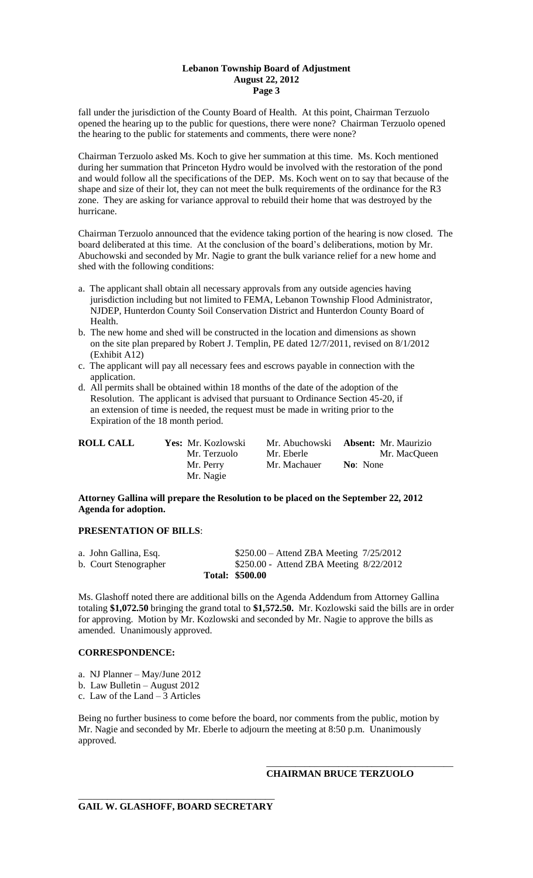fall under the jurisdiction of the County Board of Health. At this point, Chairman Terzuolo opened the hearing up to the public for questions, there were none? Chairman Terzuolo opened the hearing to the public for statements and comments, there were none?

Chairman Terzuolo asked Ms. Koch to give her summation at this time. Ms. Koch mentioned during her summation that Princeton Hydro would be involved with the restoration of the pond and would follow all the specifications of the DEP. Ms. Koch went on to say that because of the shape and size of their lot, they can not meet the bulk requirements of the ordinance for the R3 zone. They are asking for variance approval to rebuild their home that was destroyed by the hurricane.

Chairman Terzuolo announced that the evidence taking portion of the hearing is now closed. The board deliberated at this time. At the conclusion of the board's deliberations, motion by Mr. Abuchowski and seconded by Mr. Nagie to grant the bulk variance relief for a new home and shed with the following conditions:

a. The applicant shall obtain all necessary approvals from any outside agencies having jurisdiction including but not limited to FEMA, Lebanon Township Flood Administrator, NJDEP, Hunterdon County Soil Conservation District and Hunterdon County Board of Health.
b. The new home and shed will be constructed in the location and dimensions as shown on the site plan prepared by Robert J. Templin, PE dated 12/7/2011, revised on 8/1/2012 (Exhibit A12)
c. The applicant will pay all necessary fees and escrows payable in connection with the application.
d. All permits shall be obtained within 18 months of the date of the adoption of the Resolution. The applicant is advised that pursuant to Ordinance Section 45-20, if an extension of time is needed, the request must be made in writing prior to the Expiration of the 18 month period.

| | | | |
|---|---|---|---|
| **ROLL CALL** | **Yes:** Mr. Kozlowski | Mr. Abuchowski | **Absent:** Mr. Maurizio |
| | Mr. Terzuolo | Mr. Eberle | Mr. MacQueen |
| | Mr. Perry | Mr. Machauer | **No**: None |
| | Mr. Nagie | | |

**Attorney Gallina will prepare the Resolution to be placed on the September 22, 2012 Agenda for adoption.**

**PRESENTATION OF BILLS**:

| | | |
|---|---|---|
| a. John Gallina, Esq. | $250.00 – Attend ZBA Meeting | 7/25/2012 |
| b. Court Stenographer | $250.00 - Attend ZBA Meeting | 8/22/2012 |
| **Total:** | **$500.00** | |

Ms. Glashoff noted there are additional bills on the Agenda Addendum from Attorney Gallina totaling **$1,072.50** bringing the grand total to **$1,572.50.** Mr. Kozlowski said the bills are in order for approving. Motion by Mr. Kozlowski and seconded by Mr. Nagie to approve the bills as amended. Unanimously approved.

**CORRESPONDENCE:**

a. NJ Planner – May/June 2012
b. Law Bulletin – August 2012
c. Law of the Land – 3 Articles

Being no further business to come before the board, nor comments from the public, motion by Mr. Nagie and seconded by Mr. Eberle to adjourn the meeting at 8:50 p.m. Unanimously approved.

\_\_\_\_\_\_\_\_\_\_\_\_\_\_\_\_\_\_\_\_\_\_\_\_\_\_\_\_\_\_\_\_\_\_\_\_

**CHAIRMAN BRUCE TERZUOLO**

\_\_\_\_\_\_\_\_\_\_\_\_\_\_\_\_\_\_\_\_\_\_\_\_\_\_\_\_\_\_\_\_\_\_\_\_

**GAIL W. GLASHOFF, BOARD SECRETARY**